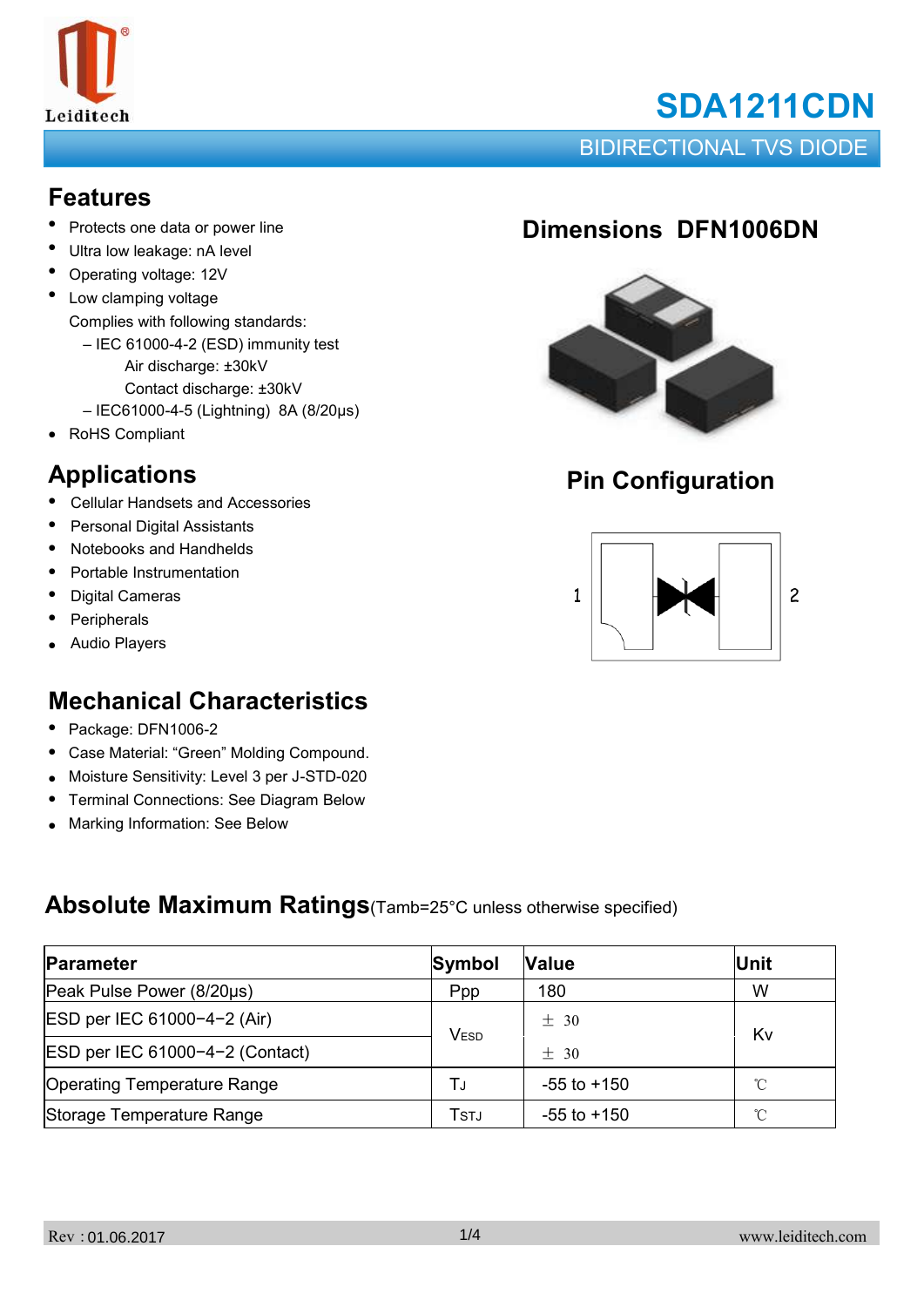# SDA1211CDN

## BIDIRECTIONAL TVS DIODE

## Features

- Protects one data or power line
- Ultra low leakage: nA level
- Operating voltage: 12V
- Low clamping voltage

  Complies with following standards:
  - IEC 61000-4-2 (ESD) immunity test
    - Air discharge: ±30kV
    - Contact discharge: ±30kV
  - IEC61000-4-5 (Lightning) 8A (8/20μs)
- RoHS Compliant

## Dimensions DFN1006DN

## Applications

- Cellular Handsets and Accessories
- Personal Digital Assistants
- Notebooks and Handhelds
- Portable Instrumentation
- Digital Cameras
- Peripherals
- Audio Players

## Pin Configuration

1 2

## Mechanical Characteristics

- Package: DFN1006-2
- Case Material: "Green" Molding Compound.
- Moisture Sensitivity: Level 3 per J-STD-020
- Terminal Connections: See Diagram Below
- Marking Information: See Below

## Absolute Maximum Ratings (Tamb=25°C unless otherwise specified)

| Parameter | Symbol | Value | Unit |
|---|---|---|---|
| Peak Pulse Power (8/20μs) | Ppp | 180 | W |
| ESD per IEC 61000−4−2 (Air) | $V_{ESD}$ | ± 30 | Kv |
| ESD per IEC 61000−4−2 (Contact) | | ± 30 | |
| Operating Temperature Range | $T_J$ | -55 to +150 | ℃ |
| Storage Temperature Range | $T_{STJ}$ | -55 to +150 | ℃ |

Rev : 01.06.2017 www.leiditech.com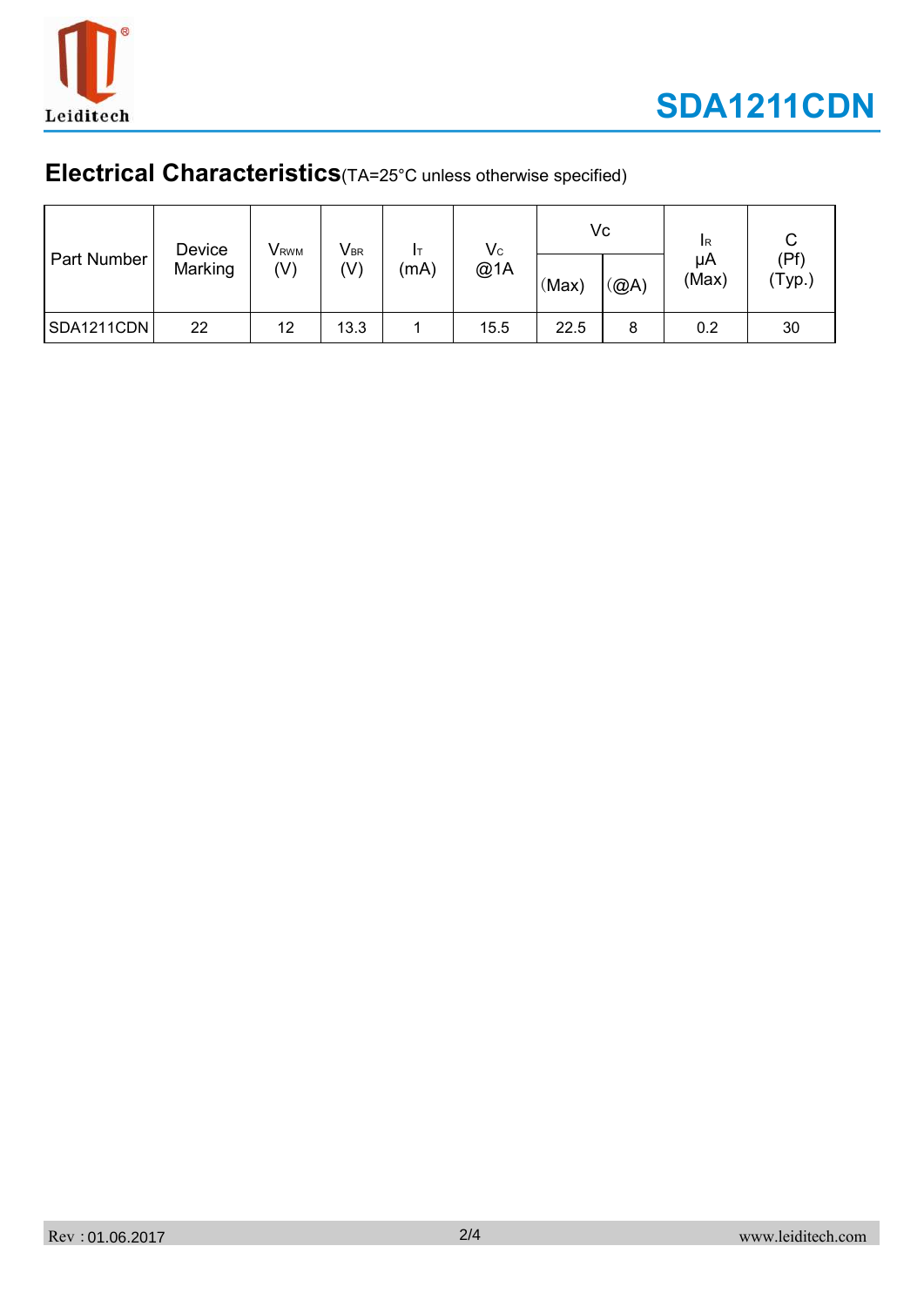## Electrical Characteristics(TA=25°C unless otherwise specified)

| Part Number | Device Marking | $V_{RWM}$ (V) | $V_{BR}$ (V) | $I_T$ (mA) | $V_C$ @1A | Vc | | $I_R$ μA (Max) | C (Pf) (Typ.) |
|---|---|---|---|---|---|---|---|---|---|
| | | | | | | (Max) | (@A) | | |
| SDA1211CDN | 22 | 12 | 13.3 | 1 | 15.5 | 22.5 | 8 | 0.2 | 30 |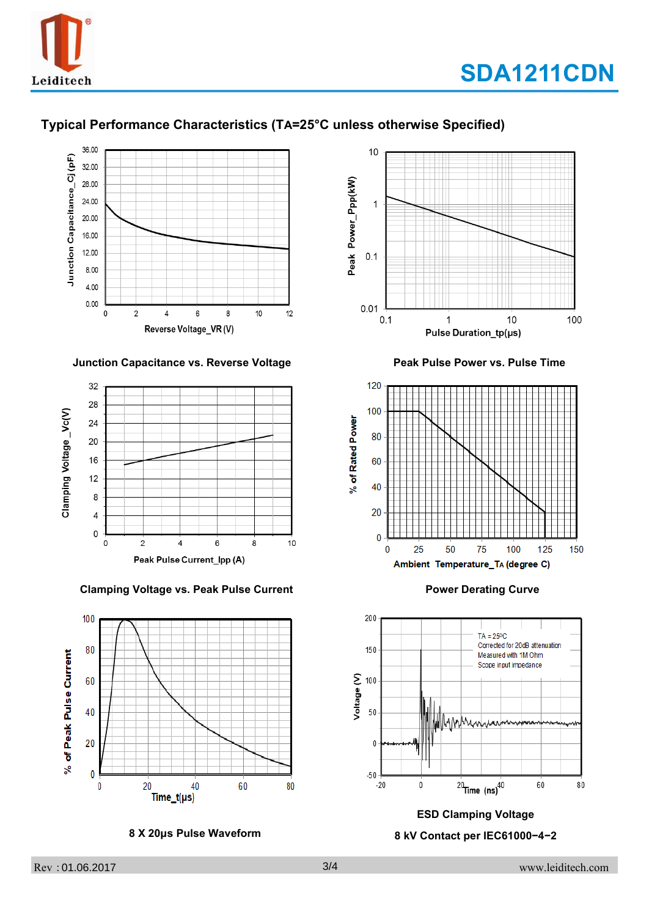## Typical Performance Characteristics (TA=25°C unless otherwise Specified)

Junction Capacitance vs. Reverse Voltage

Peak Pulse Power vs. Pulse Time

Clamping Voltage vs. Peak Pulse Current

Power Derating Curve

8 X 20μs Pulse Waveform

ESD Clamping Voltage

8 kV Contact per IEC61000−4−2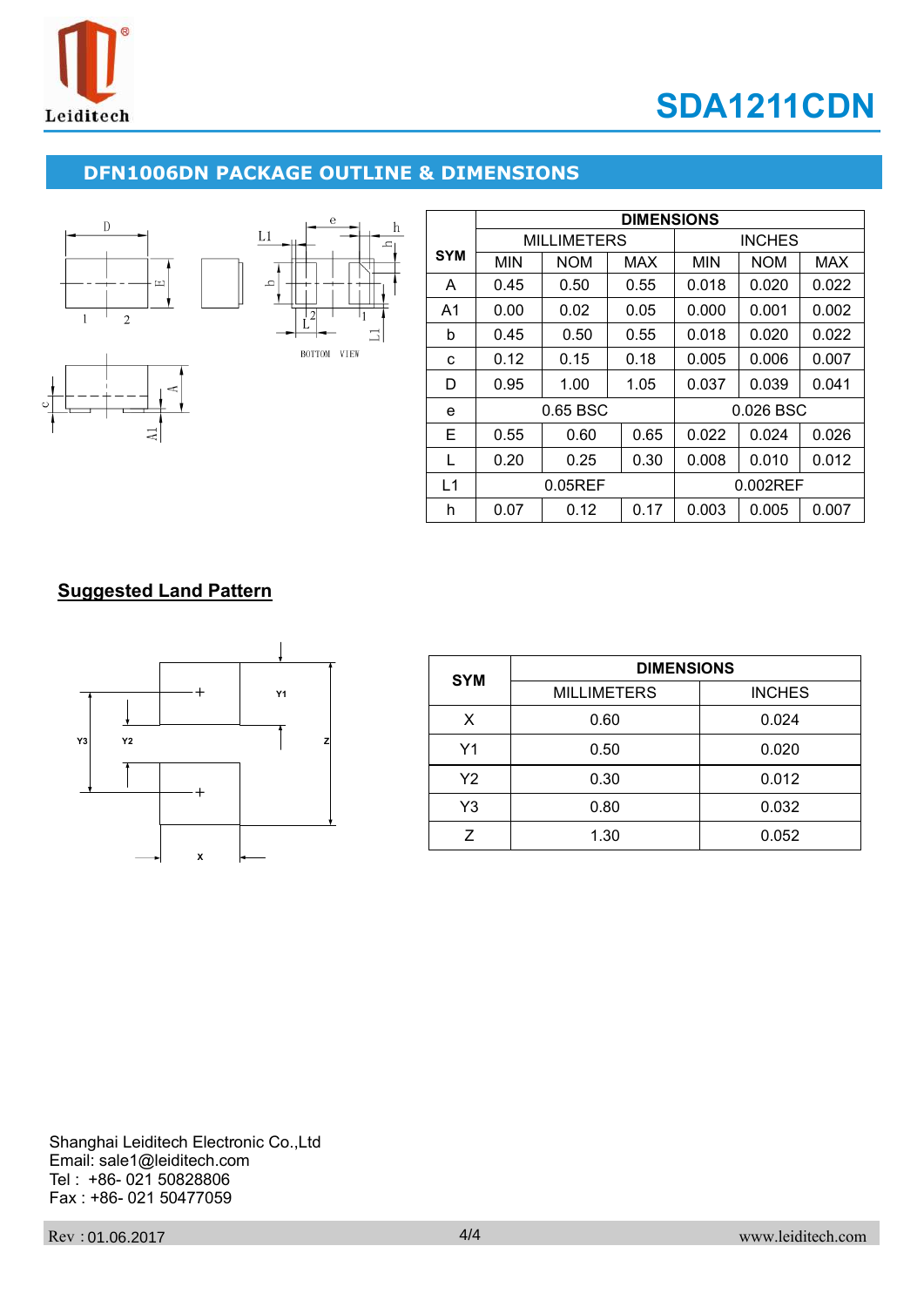# SDA1211CDN

## DFN1006DN PACKAGE OUTLINE & DIMENSIONS

| SYM | DIMENSIONS | | | | | |
|---|---|---|---|---|---|---|
| | MILLIMETERS | | | INCHES | | |
| | MIN | NOM | MAX | MIN | NOM | MAX |
| A | 0.45 | 0.50 | 0.55 | 0.018 | 0.020 | 0.022 |
| A1 | 0.00 | 0.02 | 0.05 | 0.000 | 0.001 | 0.002 |
| b | 0.45 | 0.50 | 0.55 | 0.018 | 0.020 | 0.022 |
| c | 0.12 | 0.15 | 0.18 | 0.005 | 0.006 | 0.007 |
| D | 0.95 | 1.00 | 1.05 | 0.037 | 0.039 | 0.041 |
| e | 0.65 BSC | | | 0.026 BSC | | |
| E | 0.55 | 0.60 | 0.65 | 0.022 | 0.024 | 0.026 |
| L | 0.20 | 0.25 | 0.30 | 0.008 | 0.010 | 0.012 |
| L1 | 0.05REF | | | 0.002REF | | |
| h | 0.07 | 0.12 | 0.17 | 0.003 | 0.005 | 0.007 |

## Suggested Land Pattern

| SYM | DIMENSIONS | |
|---|---|---|
| | MILLIMETERS | INCHES |
| X | 0.60 | 0.024 |
| Y1 | 0.50 | 0.020 |
| Y2 | 0.30 | 0.012 |
| Y3 | 0.80 | 0.032 |
| Z | 1.30 | 0.052 |

Shanghai Leiditech Electronic Co.,Ltd
Email: sale1@leiditech.com
Tel : +86- 021 50828806
Fax : +86- 021 50477059

Rev : 01.06.2017

www.leiditech.com